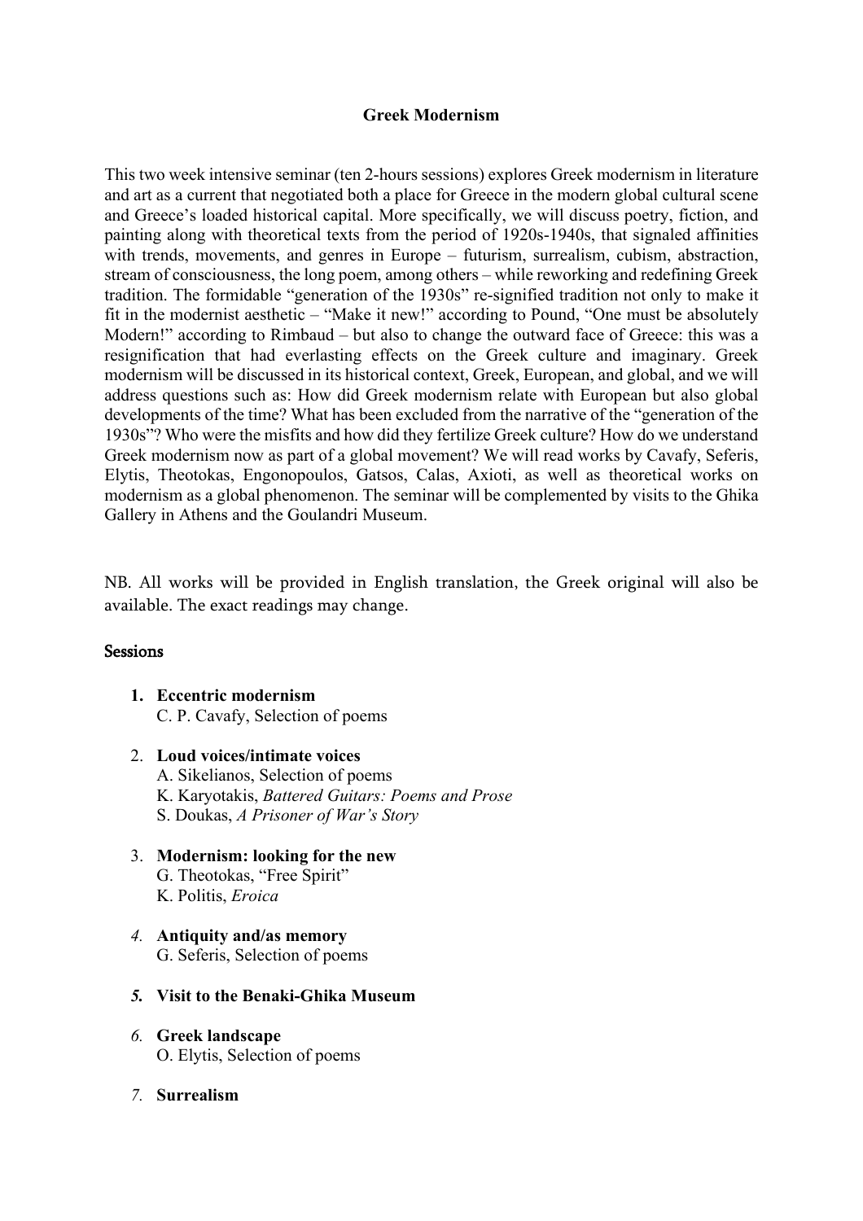# Greek Modernism

This two week intensive seminar (ten 2-hours sessions) explores Greek modernism in literature and art as a current that negotiated both a place for Greece in the modern global cultural scene and Greece's loaded historical capital. More specifically, we will discuss poetry, fiction, and painting along with theoretical texts from the period of 1920s-1940s, that signaled affinities with trends, movements, and genres in Europe – futurism, surrealism, cubism, abstraction, stream of consciousness, the long poem, among others – while reworking and redefining Greek tradition. The formidable "generation of the 1930s" re-signified tradition not only to make it fit in the modernist aesthetic – "Make it new!" according to Pound, "One must be absolutely Modern!" according to Rimbaud – but also to change the outward face of Greece: this was a resignification that had everlasting effects on the Greek culture and imaginary. Greek modernism will be discussed in its historical context, Greek, European, and global, and we will address questions such as: How did Greek modernism relate with European but also global developments of the time? What has been excluded from the narrative of the "generation of the 1930s"? Who were the misfits and how did they fertilize Greek culture? How do we understand Greek modernism now as part of a global movement? We will read works by Cavafy, Seferis, Elytis, Theotokas, Engonopoulos, Gatsos, Calas, Axioti, as well as theoretical works on modernism as a global phenomenon. The seminar will be complemented by visits to the Ghika Gallery in Athens and the Goulandri Museum.

NB. All works will be provided in English translation, the Greek original will also be available. The exact readings may change.

## Sessions

1. **Eccentric modernism**
   C. P. Cavafy, Selection of poems

2. **Loud voices/intimate voices**
   A. Sikelianos, Selection of poems
   K. Karyotakis, *Battered Guitars: Poems and Prose*
   S. Doukas, *A Prisoner of War's Story*

3. **Modernism: looking for the new**
   G. Theotokas, "Free Spirit"
   K. Politis, *Eroica*

4. **Antiquity and/as memory**
   G. Seferis, Selection of poems

5. **Visit to the Benaki-Ghika Museum**

6. **Greek landscape**
   O. Elytis, Selection of poems

7. **Surrealism**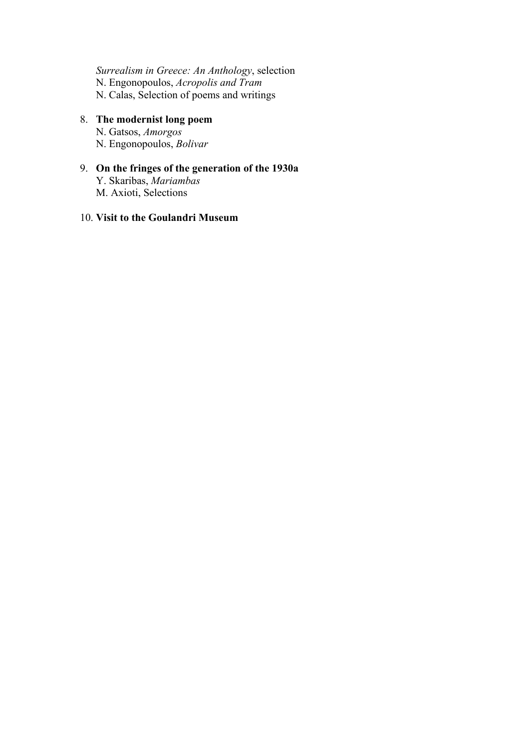*Surrealism in Greece: An Anthology*, selection
N. Engonopoulos, *Acropolis and Tram*
N. Calas, Selection of poems and writings

8. **The modernist long poem**
   N. Gatsos, *Amorgos*
   N. Engonopoulos, *Bolivar*

9. **On the fringes of the generation of the 1930a**
   Y. Skaribas, *Mariambas*
   M. Axioti, Selections

10. **Visit to the Goulandri Museum**